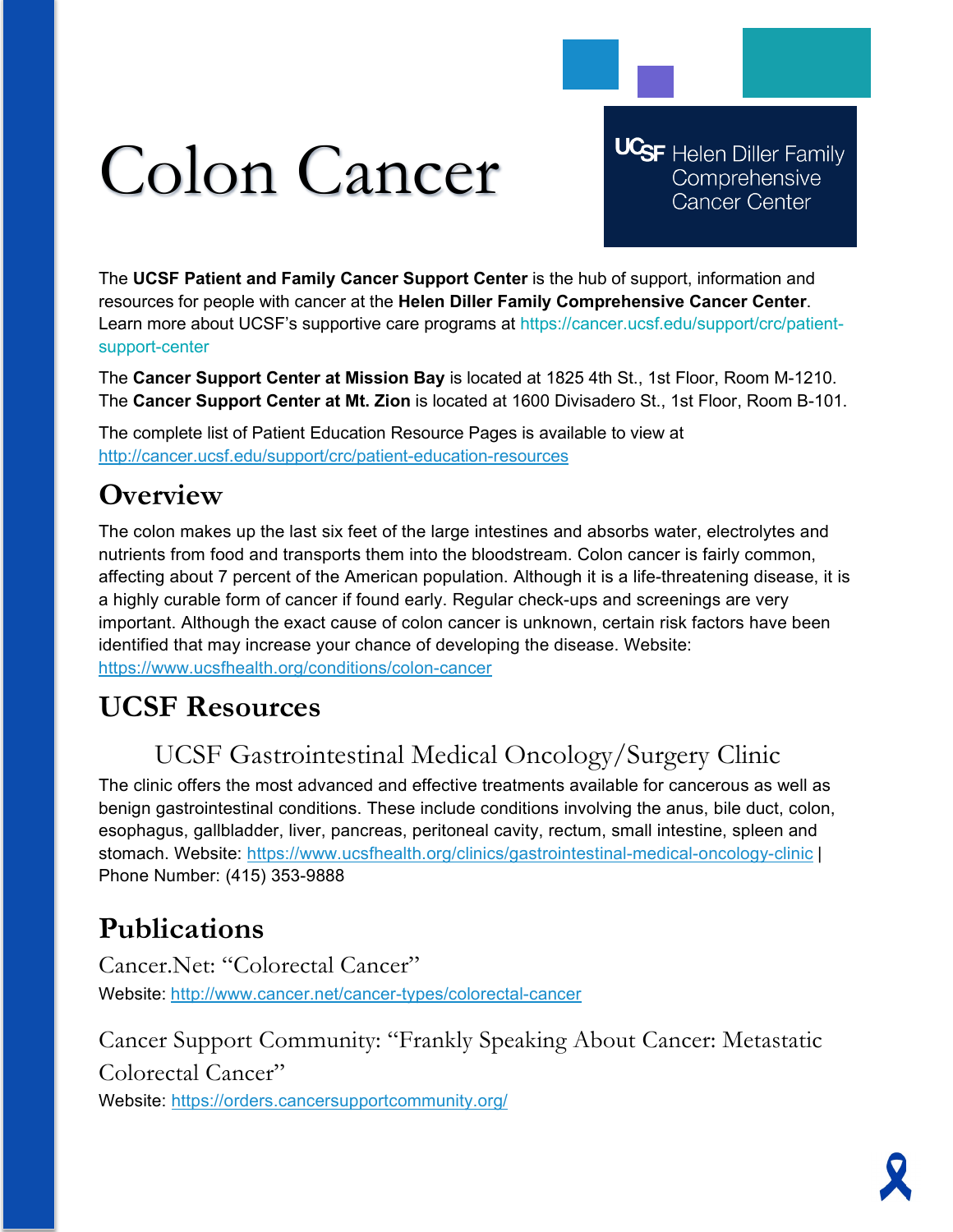# Colon Cancer

UCSF Helen Diller Family Comprehensive Cancer Center

The **UCSF Patient and Family Cancer Support Center** is the hub of support, information and resources for people with cancer at the **Helen Diller Family Comprehensive Cancer Center**. Learn more about UCSF's supportive care programs at https://cancer.ucsf.edu/support/crc/patient-support-center

The **Cancer Support Center at Mission Bay** is located at 1825 4th St., 1st Floor, Room M-1210. The **Cancer Support Center at Mt. Zion** is located at 1600 Divisadero St., 1st Floor, Room B-101.

The complete list of Patient Education Resource Pages is available to view at http://cancer.ucsf.edu/support/crc/patient-education-resources

## Overview

The colon makes up the last six feet of the large intestines and absorbs water, electrolytes and nutrients from food and transports them into the bloodstream. Colon cancer is fairly common, affecting about 7 percent of the American population. Although it is a life-threatening disease, it is a highly curable form of cancer if found early. Regular check-ups and screenings are very important. Although the exact cause of colon cancer is unknown, certain risk factors have been identified that may increase your chance of developing the disease. Website: https://www.ucsfhealth.org/conditions/colon-cancer

## UCSF Resources

### UCSF Gastrointestinal Medical Oncology/Surgery Clinic

The clinic offers the most advanced and effective treatments available for cancerous as well as benign gastrointestinal conditions. These include conditions involving the anus, bile duct, colon, esophagus, gallbladder, liver, pancreas, peritoneal cavity, rectum, small intestine, spleen and stomach. Website: https://www.ucsfhealth.org/clinics/gastrointestinal-medical-oncology-clinic | Phone Number: (415) 353-9888

## Publications

### Cancer.Net: "Colorectal Cancer"

Website: http://www.cancer.net/cancer-types/colorectal-cancer

### Cancer Support Community: "Frankly Speaking About Cancer: Metastatic Colorectal Cancer"

Website: https://orders.cancersupportcommunity.org/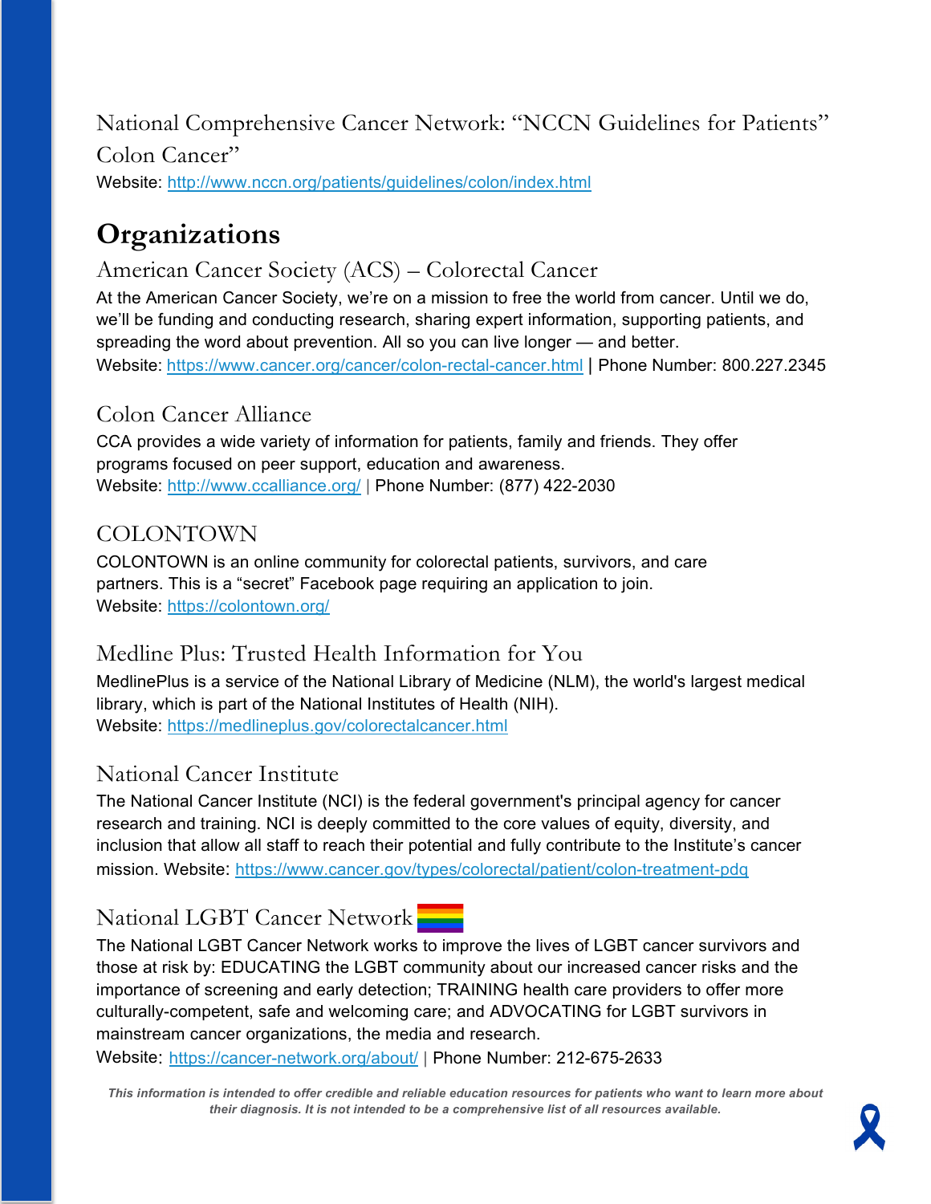### National Comprehensive Cancer Network: "NCCN Guidelines for Patients" Colon Cancer"

Website: http://www.nccn.org/patients/guidelines/colon/index.html

## Organizations

### American Cancer Society (ACS) – Colorectal Cancer

At the American Cancer Society, we're on a mission to free the world from cancer. Until we do, we'll be funding and conducting research, sharing expert information, supporting patients, and spreading the word about prevention. All so you can live longer — and better.

Website: https://www.cancer.org/cancer/colon-rectal-cancer.html | Phone Number: 800.227.2345

### Colon Cancer Alliance

CCA provides a wide variety of information for patients, family and friends. They offer programs focused on peer support, education and awareness.

Website: http://www.ccalliance.org/ | Phone Number: (877) 422-2030

### COLONTOWN

COLONTOWN is an online community for colorectal patients, survivors, and care partners. This is a "secret" Facebook page requiring an application to join.

Website: https://colontown.org/

### Medline Plus: Trusted Health Information for You

MedlinePlus is a service of the National Library of Medicine (NLM), the world's largest medical library, which is part of the National Institutes of Health (NIH).

Website: https://medlineplus.gov/colorectalcancer.html

### National Cancer Institute

The National Cancer Institute (NCI) is the federal government's principal agency for cancer research and training. NCI is deeply committed to the core values of equity, diversity, and inclusion that allow all staff to reach their potential and fully contribute to the Institute's cancer mission. Website: https://www.cancer.gov/types/colorectal/patient/colon-treatment-pdq

### National LGBT Cancer Network

The National LGBT Cancer Network works to improve the lives of LGBT cancer survivors and those at risk by: EDUCATING the LGBT community about our increased cancer risks and the importance of screening and early detection; TRAINING health care providers to offer more culturally-competent, safe and welcoming care; and ADVOCATING for LGBT survivors in mainstream cancer organizations, the media and research.

Website: https://cancer-network.org/about/ | Phone Number: 212-675-2633

***This information is intended to offer credible and reliable education resources for patients who want to learn more about their diagnosis. It is not intended to be a comprehensive list of all resources available.***